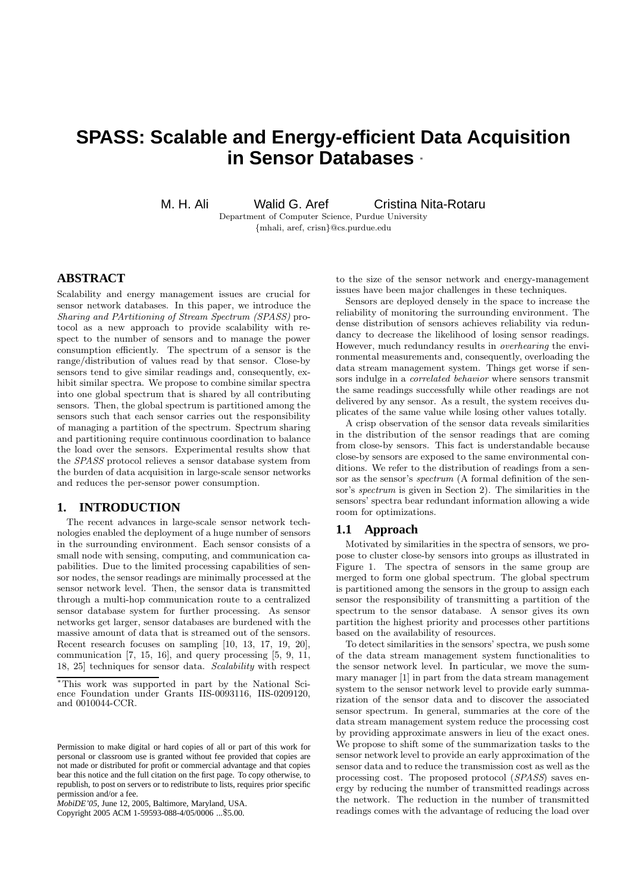# SPASS: Scalable and Energy-efficient Data Acquisition in Sensor Databases *

M. H. Ali   Walid G. Aref   Cristina Nita-Rotaru

Department of Computer Science, Purdue University

{mhali, aref, crisn}@cs.purdue.edu

## ABSTRACT

Scalability and energy management issues are crucial for sensor network databases. In this paper, we introduce the *Sharing and PArtitioning of Stream Spectrum (SPASS)* protocol as a new approach to provide scalability with respect to the number of sensors and to manage the power consumption efficiently. The spectrum of a sensor is the range/distribution of values read by that sensor. Close-by sensors tend to give similar readings and, consequently, exhibit similar spectra. We propose to combine similar spectra into one global spectrum that is shared by all contributing sensors. Then, the global spectrum is partitioned among the sensors such that each sensor carries out the responsibility of managing a partition of the spectrum. Spectrum sharing and partitioning require continuous coordination to balance the load over the sensors. Experimental results show that the *SPASS* protocol relieves a sensor database system from the burden of data acquisition in large-scale sensor networks and reduces the per-sensor power consumption.

## 1. INTRODUCTION

The recent advances in large-scale sensor network technologies enabled the deployment of a huge number of sensors in the surrounding environment. Each sensor consists of a small node with sensing, computing, and communication capabilities. Due to the limited processing capabilities of sensor nodes, the sensor readings are minimally processed at the sensor network level. Then, the sensor data is transmitted through a multi-hop communication route to a centralized sensor database system for further processing. As sensor networks get larger, sensor databases are burdened with the massive amount of data that is streamed out of the sensors. Recent research focuses on sampling [10, 13, 17, 19, 20], communication [7, 15, 16], and query processing [5, 9, 11, 18, 25] techniques for sensor data. *Scalability* with respect to the size of the sensor network and energy-management issues have been major challenges in these techniques.

Sensors are deployed densely in the space to increase the reliability of monitoring the surrounding environment. The dense distribution of sensors achieves reliability via redundancy to decrease the likelihood of losing sensor readings. However, much redundancy results in *overhearing* the environmental measurements and, consequently, overloading the data stream management system. Things get worse if sensors indulge in a *correlated behavior* where sensors transmit the same readings successfully while other readings are not delivered by any sensor. As a result, the system receives duplicates of the same value while losing other values totally.

A crisp observation of the sensor data reveals similarities in the distribution of the sensor readings that are coming from close-by sensors. This fact is understandable because close-by sensors are exposed to the same environmental conditions. We refer to the distribution of readings from a sensor as the sensor's *spectrum* (A formal definition of the sensor's *spectrum* is given in Section 2). The similarities in the sensors' spectra bear redundant information allowing a wide room for optimizations.

### 1.1 Approach

Motivated by similarities in the spectra of sensors, we propose to cluster close-by sensors into groups as illustrated in Figure 1. The spectra of sensors in the same group are merged to form one global spectrum. The global spectrum is partitioned among the sensors in the group to assign each sensor the responsibility of transmitting a partition of the spectrum to the sensor database. A sensor gives its own partition the highest priority and processes other partitions based on the availability of resources.

To detect similarities in the sensors' spectra, we push some of the data stream management system functionalities to the sensor network level. In particular, we move the summary manager [1] in part from the data stream management system to the sensor network level to provide early summarization of the sensor data and to discover the associated sensor spectrum. In general, summaries at the core of the data stream management system reduce the processing cost by providing approximate answers in lieu of the exact ones. We propose to shift some of the summarization tasks to the sensor network level to provide an early approximation of the sensor data and to reduce the transmission cost as well as the processing cost. The proposed protocol (*SPASS*) saves energy by reducing the number of transmitted readings across the network. The reduction in the number of transmitted readings comes with the advantage of reducing the load over

*This work was supported in part by the National Science Foundation under Grants IIS-0093116, IIS-0209120, and 0010044-CCR.

Permission to make digital or hard copies of all or part of this work for personal or classroom use is granted without fee provided that copies are not made or distributed for profit or commercial advantage and that copies bear this notice and the full citation on the first page. To copy otherwise, to republish, to post on servers or to redistribute to lists, requires prior specific permission and/or a fee.
*MobiDE'05*, June 12, 2005, Baltimore, Maryland, USA.
Copyright 2005 ACM 1-59593-088-4/05/0006 ...$5.00.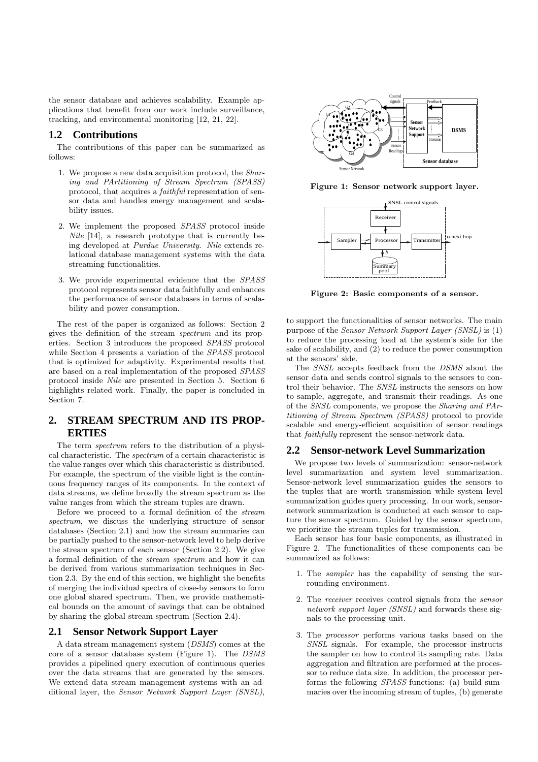the sensor database and achieves scalability. Example applications that benefit from our work include surveillance, tracking, and environmental monitoring [12, 21, 22].

## 1.2 Contributions

The contributions of this paper can be summarized as follows:

1. We propose a new data acquisition protocol, the *Sharing and PArtitioning of Stream Spectrum (SPASS)* protocol, that acquires a *faithful* representation of sensor data and handles energy management and scalability issues.

2. We implement the proposed *SPASS* protocol inside *Nile* [14], a research prototype that is currently being developed at *Purdue University*. *Nile* extends relational database management systems with the data streaming functionalities.

3. We provide experimental evidence that the *SPASS* protocol represents sensor data faithfully and enhances the performance of sensor databases in terms of scalability and power consumption.

The rest of the paper is organized as follows: Section 2 gives the definition of the stream *spectrum* and its properties. Section 3 introduces the proposed *SPASS* protocol while Section 4 presents a variation of the *SPASS* protocol that is optimized for adaptivity. Experimental results that are based on a real implementation of the proposed *SPASS* protocol inside *Nile* are presented in Section 5. Section 6 highlights related work. Finally, the paper is concluded in Section 7.

Figure 1: Sensor network support layer.

Figure 2: Basic components of a sensor.

# 2. STREAM SPECTRUM AND ITS PROPERTIES

The term *spectrum* refers to the distribution of a physical characteristic. The *spectrum* of a certain characteristic is the value ranges over which this characteristic is distributed. For example, the spectrum of the visible light is the continuous frequency ranges of its components. In the context of data streams, we define broadly the stream spectrum as the value ranges from which the stream tuples are drawn.

Before we proceed to a formal definition of the *stream spectrum*, we discuss the underlying structure of sensor databases (Section 2.1) and how the stream summaries can be partially pushed to the sensor-network level to help derive the stream spectrum of each sensor (Section 2.2). We give a formal definition of the *stream spectrum* and how it can be derived from various summarization techniques in Section 2.3. By the end of this section, we highlight the benefits of merging the individual spectra of close-by sensors to form one global shared spectrum. Then, we provide mathematical bounds on the amount of savings that can be obtained by sharing the global stream spectrum (Section 2.4).

## 2.1 Sensor Network Support Layer

A data stream management system (*DSMS*) comes at the core of a sensor database system (Figure 1). The *DSMS* provides a pipelined query execution of continuous queries over the data streams that are generated by the sensors. We extend data stream management systems with an additional layer, the *Sensor Network Support Layer (SNSL)*, to support the functionalities of sensor networks. The main purpose of the *Sensor Network Support Layer (SNSL)* is (1) to reduce the processing load at the system's side for the sake of scalability, and (2) to reduce the power consumption at the sensors' side.

The *SNSL* accepts feedback from the *DSMS* about the sensor data and sends control signals to the sensors to control their behavior. The *SNSL* instructs the sensors on how to sample, aggregate, and transmit their readings. As one of the *SNSL* components, we propose the *Sharing and PArtitioning of Stream Spectrum (SPASS)* protocol to provide scalable and energy-efficient acquisition of sensor readings that *faithfully* represent the sensor-network data.

## 2.2 Sensor-network Level Summarization

We propose two levels of summarization: sensor-network level summarization and system level summarization. Sensor-network level summarization guides the sensors to the tuples that are worth transmission while system level summarization guides query processing. In our work, sensor-network summarization is conducted at each sensor to capture the sensor spectrum. Guided by the sensor spectrum, we prioritize the stream tuples for transmission.

Each sensor has four basic components, as illustrated in Figure 2. The functionalities of these components can be summarized as follows:

1. The *sampler* has the capability of sensing the surrounding environment.

2. The *receiver* receives control signals from the *sensor network support layer (SNSL)* and forwards these signals to the processing unit.

3. The *processor* performs various tasks based on the *SNSL* signals. For example, the processor instructs the sampler on how to control its sampling rate. Data aggregation and filtration are performed at the processor to reduce data size. In addition, the processor performs the following *SPASS* functions: (a) build summaries over the incoming stream of tuples, (b) generate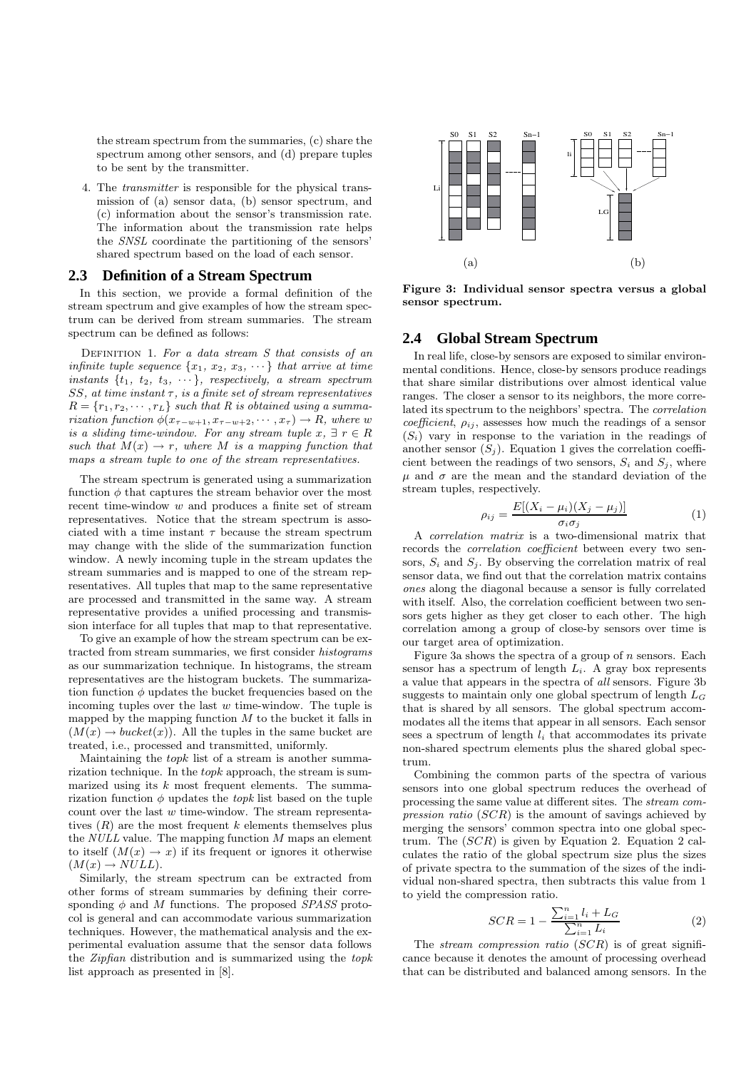the stream spectrum from the summaries, (c) share the spectrum among other sensors, and (d) prepare tuples to be sent by the transmitter.

4. The *transmitter* is responsible for the physical transmission of (a) sensor data, (b) sensor spectrum, and (c) information about the sensor's transmission rate. The information about the transmission rate helps the *SNSL* coordinate the partitioning of the sensors' shared spectrum based on the load of each sensor.

## 2.3 Definition of a Stream Spectrum

In this section, we provide a formal definition of the stream spectrum and give examples of how the stream spectrum can be derived from stream summaries. The stream spectrum can be defined as follows:

DEFINITION 1. *For a data stream $S$ that consists of an infinite tuple sequence $\{x_1, x_2, x_3, \cdots\}$ that arrive at time instants $\{t_1, t_2, t_3, \cdots\}$, respectively, a stream spectrum $SS$, at time instant $\tau$, is a finite set of stream representatives $R = \{r_1, r_2, \cdots, r_L\}$ such that $R$ is obtained using a summarization function $\phi(x_{\tau-w+1}, x_{\tau-w+2}, \cdots, x_\tau) \rightarrow R$, where $w$ is a sliding time-window. For any stream tuple $x$, $\exists\, r \in R$ such that $M(x) \rightarrow r$, where $M$ is a mapping function that maps a stream tuple to one of the stream representatives.*

The stream spectrum is generated using a summarization function $\phi$ that captures the stream behavior over the most recent time-window $w$ and produces a finite set of stream representatives. Notice that the stream spectrum is associated with a time instant $\tau$ because the stream spectrum may change with the slide of the summarization function window. A newly incoming tuple in the stream updates the stream summaries and is mapped to one of the stream representatives. All tuples that map to the same representative are processed and transmitted in the same way. A stream representative provides a unified processing and transmission interface for all tuples that map to that representative.

To give an example of how the stream spectrum can be extracted from stream summaries, we first consider *histograms* as our summarization technique. In histograms, the stream representatives are the histogram buckets. The summarization function $\phi$ updates the bucket frequencies based on the incoming tuples over the last $w$ time-window. The tuple is mapped by the mapping function $M$ to the bucket it falls in $(M(x) \rightarrow bucket(x))$. All the tuples in the same bucket are treated, i.e., processed and transmitted, uniformly.

Maintaining the *topk* list of a stream is another summarization technique. In the *topk* approach, the stream is summarized using its $k$ most frequent elements. The summarization function $\phi$ updates the *topk* list based on the tuple count over the last $w$ time-window. The stream representatives $(R)$ are the most frequent $k$ elements themselves plus the *NULL* value. The mapping function $M$ maps an element to itself $(M(x) \rightarrow x)$ if its frequent or ignores it otherwise $(M(x) \rightarrow NULL)$.

Similarly, the stream spectrum can be extracted from other forms of stream summaries by defining their corresponding $\phi$ and $M$ functions. The proposed *SPASS* protocol is general and can accommodate various summarization techniques. However, the mathematical analysis and the experimental evaluation assume that the sensor data follows the *Zipfian* distribution and is summarized using the *topk* list approach as presented in [8].

**Figure 3: Individual sensor spectra versus a global sensor spectrum.**

## 2.4 Global Stream Spectrum

In real life, close-by sensors are exposed to similar environmental conditions. Hence, close-by sensors produce readings that share similar distributions over almost identical value ranges. The closer a sensor to its neighbors, the more correlated its spectrum to the neighbors' spectra. The *correlation coefficient*, $\rho_{ij}$, assesses how much the readings of a sensor $(S_i)$ vary in response to the variation in the readings of another sensor $(S_j)$. Equation 1 gives the correlation coefficient between the readings of two sensors, $S_i$ and $S_j$, where $\mu$ and $\sigma$ are the mean and the standard deviation of the stream tuples, respectively.

$$\rho_{ij} = \frac{E[(X_i - \mu_i)(X_j - \mu_j)]}{\sigma_i \sigma_j} \tag{1}$$

A *correlation matrix* is a two-dimensional matrix that records the *correlation coefficient* between every two sensors, $S_i$ and $S_j$. By observing the correlation matrix of real sensor data, we find out that the correlation matrix contains *ones* along the diagonal because a sensor is fully correlated with itself. Also, the correlation coefficient between two sensors gets higher as they get closer to each other. The high correlation among a group of close-by sensors over time is our target area of optimization.

Figure 3a shows the spectra of a group of $n$ sensors. Each sensor has a spectrum of length $L_i$. A gray box represents a value that appears in the spectra of *all* sensors. Figure 3b suggests to maintain only one global spectrum of length $L_G$ that is shared by all sensors. The global spectrum accommodates all the items that appear in all sensors. Each sensor sees a spectrum of length $l_i$ that accommodates its private non-shared spectrum elements plus the shared global spectrum.

Combining the common parts of the spectra of various sensors into one global spectrum reduces the overhead of processing the same value at different sites. The *stream compression ratio* $(SCR)$ is the amount of savings achieved by merging the sensors' common spectra into one global spectrum. The $(SCR)$ is given by Equation 2. Equation 2 calculates the ratio of the global spectrum size plus the sizes of private spectra to the summation of the sizes of the individual non-shared spectra, then subtracts this value from 1 to yield the compression ratio.

$$SCR = 1 - \frac{\sum_{i=1}^{n} l_i + L_G}{\sum_{i=1}^{n} L_i} \tag{2}$$

The *stream compression ratio* $(SCR)$ is of great significance because it denotes the amount of processing overhead that can be distributed and balanced among sensors. In the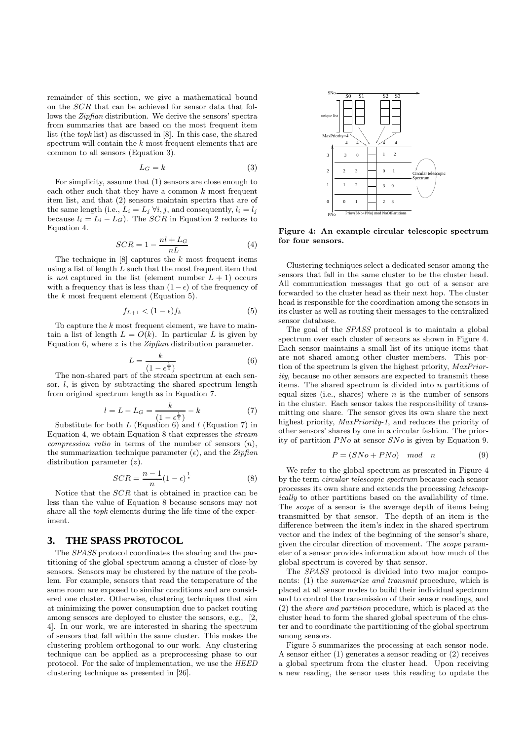remainder of this section, we give a mathematical bound on the $SCR$ that can be achieved for sensor data that follows the *Zipfian* distribution. We derive the sensors' spectra from summaries that are based on the most frequent item list (the *topk* list) as discussed in [8]. In this case, the shared spectrum will contain the $k$ most frequent elements that are common to all sensors (Equation 3).

$$L_G = k \tag{3}$$

For simplicity, assume that (1) sensors are close enough to each other such that they have a common $k$ most frequent item list, and that (2) sensors maintain spectra that are of the same length (i.e., $L_i = L_j \; \forall i, j$, and consequently, $l_i = l_j$ because $l_i = L_i - L_G$). The $SCR$ in Equation 2 reduces to Equation 4.

$$SCR = 1 - \frac{nl + L_G}{nL} \tag{4}$$

The technique in [8] captures the $k$ most frequent items using a list of length $L$ such that the most frequent item that is *not* captured in the list (element number $L + 1$) occurs with a frequency that is less than $(1 - \epsilon)$ of the frequency of the $k$ most frequent element (Equation 5).

$$f_{L+1} < (1 - \epsilon) f_k \tag{5}$$

To capture the $k$ most frequent element, we have to maintain a list of length $L = O(k)$. In particular $L$ is given by Equation 6, where $z$ is the *Zipfian* distribution parameter.

$$L = \frac{k}{(1 - \epsilon^{\frac{1}{z}})} \tag{6}$$

The non-shared part of the stream spectrum at each sensor, $l$, is given by subtracting the shared spectrum length from original spectrum length as in Equation 7.

$$l = L - L_G = \frac{k}{(1 - \epsilon^{\frac{1}{z}})} - k \tag{7}$$

Substitute for both $L$ (Equation 6) and $l$ (Equation 7) in Equation 4, we obtain Equation 8 that expresses the *stream compression ratio* in terms of the number of sensors ($n$), the summarization technique parameter ($\epsilon$), and the *Zipfian* distribution parameter ($z$).

$$SCR = \frac{n - 1}{n} (1 - \epsilon)^{\frac{1}{z}} \tag{8}$$

Notice that the $SCR$ that is obtained in practice can be less than the value of Equation 8 because sensors may not share all the *topk* elements during the life time of the experiment.

## 3. THE SPASS PROTOCOL

The *SPASS* protocol coordinates the sharing and the partitioning of the global spectrum among a cluster of close-by sensors. Sensors may be clustered by the nature of the problem. For example, sensors that read the temperature of the same room are exposed to similar conditions and are considered one cluster. Otherwise, clustering techniques that aim at minimizing the power consumption due to packet routing among sensors are deployed to cluster the sensors, e.g., [2, 4]. In our work, we are interested in sharing the spectrum of sensors that fall within the same cluster. This makes the clustering problem orthogonal to our work. Any clustering technique can be applied as a preprocessing phase to our protocol. For the sake of implementation, we use the *HEED* clustering technique as presented in [26].

**Figure 4: An example circular telescopic spectrum for four sensors.**

Clustering techniques select a dedicated sensor among the sensors that fall in the same cluster to be the cluster head. All communication messages that go out of a sensor are forwarded to the cluster head as their next hop. The cluster head is responsible for the coordination among the sensors in its cluster as well as routing their messages to the centralized sensor database.

The goal of the *SPASS* protocol is to maintain a global spectrum over each cluster of sensors as shown in Figure 4. Each sensor maintains a small list of its unique items that are not shared among other cluster members. This portion of the spectrum is given the highest priority, *MaxPriority*, because no other sensors are expected to transmit these items. The shared spectrum is divided into $n$ partitions of equal sizes (i.e., shares) where $n$ is the number of sensors in the cluster. Each sensor takes the responsibility of transmitting one share. The sensor gives its own share the next highest priority, *MaxPriority-1*, and reduces the priority of other sensors' shares by one in a circular fashion. The priority of partition $PNo$ at sensor $SNo$ is given by Equation 9.

$$P = (SNo + PNo) \quad mod \quad n \tag{9}$$

We refer to the global spectrum as presented in Figure 4 by the term *circular telescopic spectrum* because each sensor processes its own share and extends the processing *telescopically* to other partitions based on the availability of time. The *scope* of a sensor is the average depth of items being transmitted by that sensor. The depth of an item is the difference between the item's index in the shared spectrum vector and the index of the beginning of the sensor's share, given the circular direction of movement. The *scope* parameter of a sensor provides information about how much of the global spectrum is covered by that sensor.

The *SPASS* protocol is divided into two major components: (1) the *summarize and transmit* procedure, which is placed at all sensor nodes to build their individual spectrum and to control the transmission of their sensor readings, and (2) the *share and partition* procedure, which is placed at the cluster head to form the shared global spectrum of the cluster and to coordinate the partitioning of the global spectrum among sensors.

Figure 5 summarizes the processing at each sensor node. A sensor either (1) generates a sensor reading or (2) receives a global spectrum from the cluster head. Upon receiving a new reading, the sensor uses this reading to update the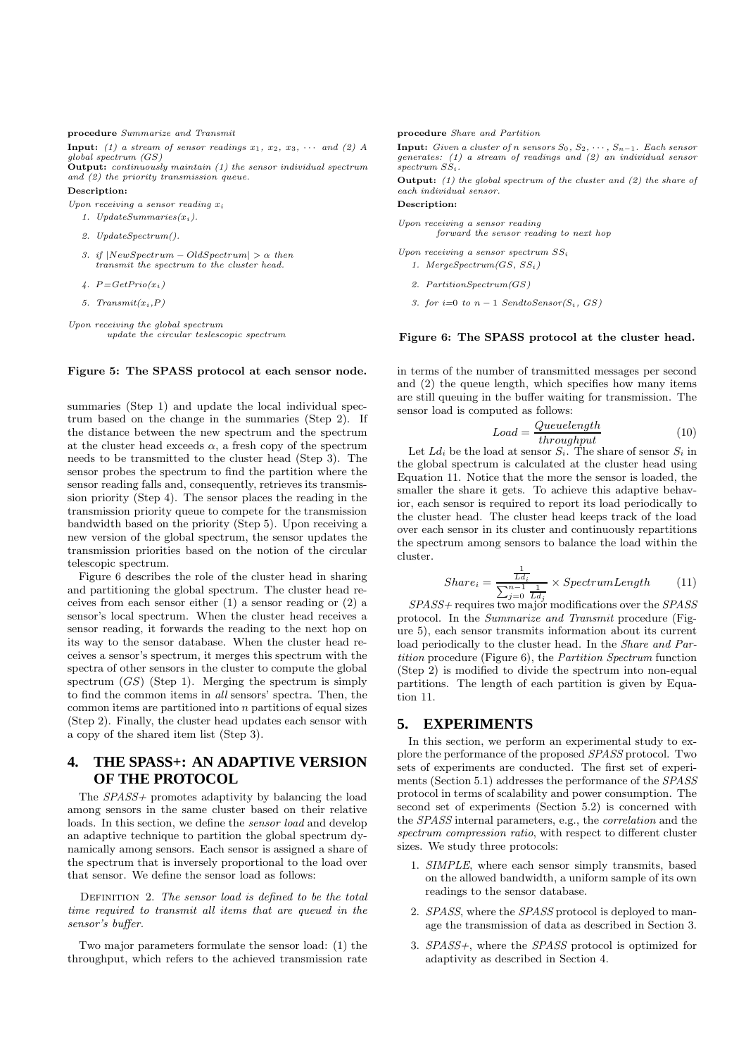**procedure** *Summarize and Transmit*

**Input:** *(1) a stream of sensor readings $x_1$, $x_2$, $x_3$, $\cdots$ and (2) A global spectrum (GS)*
**Output:** *continuously maintain (1) the sensor individual spectrum and (2) the priority transmission queue.*

**Description:**

*Upon receiving a sensor reading $x_i$*

1. *UpdateSummaries($x_i$).*
2. *UpdateSpectrum().*
3. *if $|NewSpectrum - OldSpectrum| > \alpha$ then transmit the spectrum to the cluster head.*
4. *P=GetPrio($x_i$)*
5. *Transmit($x_i$,P)*

*Upon receiving the global spectrum*
*update the circular teslescopic spectrum*

**Figure 5: The SPASS protocol at each sensor node.**

summaries (Step 1) and update the local individual spectrum based on the change in the summaries (Step 2). If the distance between the new spectrum and the spectrum at the cluster head exceeds $\alpha$, a fresh copy of the spectrum needs to be transmitted to the cluster head (Step 3). The sensor probes the spectrum to find the partition where the sensor reading falls and, consequently, retrieves its transmission priority (Step 4). The sensor places the reading in the transmission priority queue to compete for the transmission bandwidth based on the priority (Step 5). Upon receiving a new version of the global spectrum, the sensor updates the transmission priorities based on the notion of the circular telescopic spectrum.

Figure 6 describes the role of the cluster head in sharing and partitioning the global spectrum. The cluster head receives from each sensor either (1) a sensor reading or (2) a sensor's local spectrum. When the cluster head receives a sensor reading, it forwards the reading to the next hop on its way to the sensor database. When the cluster head receives a sensor's spectrum, it merges this spectrum with the spectra of other sensors in the cluster to compute the global spectrum ($GS$) (Step 1). Merging the spectrum is simply to find the common items in *all* sensors' spectra. Then, the common items are partitioned into $n$ partitions of equal sizes (Step 2). Finally, the cluster head updates each sensor with a copy of the shared item list (Step 3).

## 4. THE SPASS+: AN ADAPTIVE VERSION OF THE PROTOCOL

The *SPASS+* promotes adaptivity by balancing the load among sensors in the same cluster based on their relative loads. In this section, we define the *sensor load* and develop an adaptive technique to partition the global spectrum dynamically among sensors. Each sensor is assigned a share of the spectrum that is inversely proportional to the load over that sensor. We define the sensor load as follows:

Definition 2. *The sensor load is defined to be the total time required to transmit all items that are queued in the sensor's buffer.*

Two major parameters formulate the sensor load: (1) the throughput, which refers to the achieved transmission rate

**procedure** *Share and Partition*

**Input:** *Given a cluster of $n$ sensors $S_0$, $S_2$, $\cdots$, $S_{n-1}$. Each sensor generates: (1) a stream of readings and (2) an individual sensor spectrum $SS_i$.*
**Output:** *(1) the global spectrum of the cluster and (2) the share of each individual sensor.*

**Description:**

*Upon receiving a sensor reading*
*forward the sensor reading to next hop*

*Upon receiving a sensor spectrum $SS_i$*

1. *MergeSpectrum(GS, $SS_i$)*
2. *PartitionSpectrum(GS)*
3. *for i=0 to $n-1$ SendtoSensor($S_i$, GS)*

**Figure 6: The SPASS protocol at the cluster head.**

in terms of the number of transmitted messages per second and (2) the queue length, which specifies how many items are still queuing in the buffer waiting for transmission. The sensor load is computed as follows:

$$Load = \frac{Queuelength}{throughput} \tag{10}$$

Let $Ld_i$ be the load at sensor $S_i$. The share of sensor $S_i$ in the global spectrum is calculated at the cluster head using Equation 11. Notice that the more the sensor is loaded, the smaller the share it gets. To achieve this adaptive behavior, each sensor is required to report its load periodically to the cluster head. The cluster head keeps track of the load over each sensor in its cluster and continuously repartitions the spectrum among sensors to balance the load within the cluster.

$$Share_i = \frac{\frac{1}{Ld_i}}{\sum_{j=0}^{n-1} \frac{1}{Ld_j}} \times SpectrumLength \tag{11}$$

*SPASS+* requires two major modifications over the *SPASS* protocol. In the *Summarize and Transmit* procedure (Figure 5), each sensor transmits information about its current load periodically to the cluster head. In the *Share and Partition* procedure (Figure 6), the *Partition Spectrum* function (Step 2) is modified to divide the spectrum into non-equal partitions. The length of each partition is given by Equation 11.

## 5. EXPERIMENTS

In this section, we perform an experimental study to explore the performance of the proposed *SPASS* protocol. Two sets of experiments are conducted. The first set of experiments (Section 5.1) addresses the performance of the *SPASS* protocol in terms of scalability and power consumption. The second set of experiments (Section 5.2) is concerned with the *SPASS* internal parameters, e.g., the *correlation* and the *spectrum compression ratio*, with respect to different cluster sizes. We study three protocols:

1. *SIMPLE*, where each sensor simply transmits, based on the allowed bandwidth, a uniform sample of its own readings to the sensor database.
2. *SPASS*, where the *SPASS* protocol is deployed to manage the transmission of data as described in Section 3.
3. *SPASS+*, where the *SPASS* protocol is optimized for adaptivity as described in Section 4.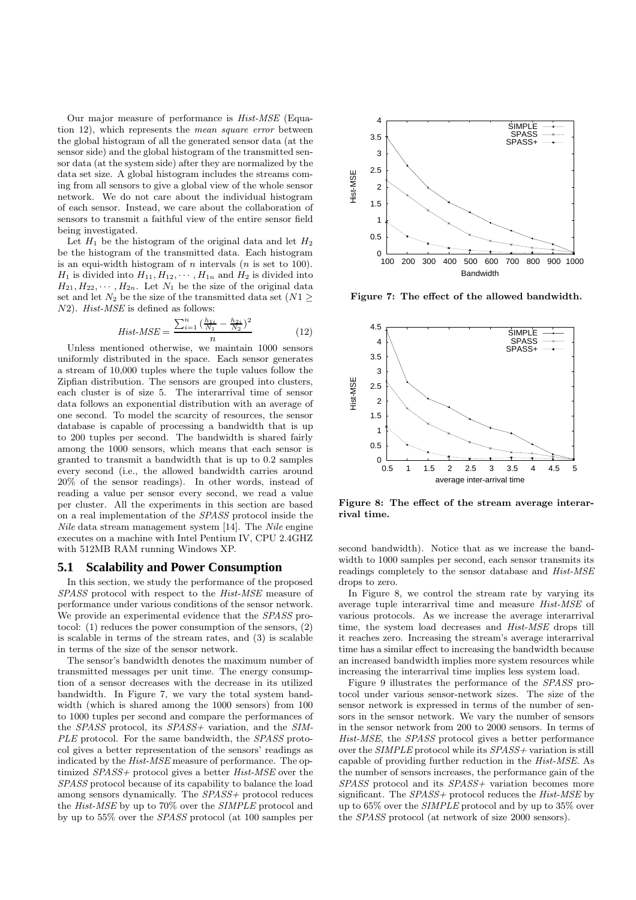Our major measure of performance is *Hist-MSE* (Equation 12), which represents the *mean square error* between the global histogram of all the generated sensor data (at the sensor side) and the global histogram of the transmitted sensor data (at the system side) after they are normalized by the data set size. A global histogram includes the streams coming from all sensors to give a global view of the whole sensor network. We do not care about the individual histogram of each sensor. Instead, we care about the collaboration of sensors to transmit a faithful view of the entire sensor field being investigated.

Let $H_1$ be the histogram of the original data and let $H_2$ be the histogram of the transmitted data. Each histogram is an equi-width histogram of $n$ intervals ($n$ is set to 100). $H_1$ is divided into $H_{11}, H_{12}, \cdots, H_{1n}$ and $H_2$ is divided into $H_{21}, H_{22}, \cdots, H_{2n}$. Let $N_1$ be the size of the original data set and let $N_2$ be the size of the transmitted data set ($N1 \geq N2$). *Hist-MSE* is defined as follows:

$$Hist\text{-}MSE = \frac{\sum_{i=1}^{n} \left(\frac{h_{1i}}{N_1} - \frac{h_{2i}}{N_2}\right)^2}{n} \qquad (12)$$

Unless mentioned otherwise, we maintain 1000 sensors uniformly distributed in the space. Each sensor generates a stream of 10,000 tuples where the tuple values follow the Zipfian distribution. The sensors are grouped into clusters, each cluster is of size 5. The interarrival time of sensor data follows an exponential distribution with an average of one second. To model the scarcity of resources, the sensor database is capable of processing a bandwidth that is up to 200 tuples per second. The bandwidth is shared fairly among the 1000 sensors, which means that each sensor is granted to transmit a bandwidth that is up to 0.2 samples every second (i.e., the allowed bandwidth carries around 20% of the sensor readings). In other words, instead of reading a value per sensor every second, we read a value per cluster. All the experiments in this section are based on a real implementation of the *SPASS* protocol inside the *Nile* data stream management system [14]. The *Nile* engine executes on a machine with Intel Pentium IV, CPU 2.4GHZ with 512MB RAM running Windows XP.

## 5.1 Scalability and Power Consumption

In this section, we study the performance of the proposed *SPASS* protocol with respect to the *Hist-MSE* measure of performance under various conditions of the sensor network. We provide an experimental evidence that the *SPASS* protocol: (1) reduces the power consumption of the sensors, (2) is scalable in terms of the stream rates, and (3) is scalable in terms of the size of the sensor network.

The sensor's bandwidth denotes the maximum number of transmitted messages per unit time. The energy consumption of a sensor decreases with the decrease in its utilized bandwidth. In Figure 7, we vary the total system bandwidth (which is shared among the 1000 sensors) from 100 to 1000 tuples per second and compare the performances of the *SPASS* protocol, its *SPASS+* variation, and the *SIMPLE* protocol. For the same bandwidth, the *SPASS* protocol gives a better representation of the sensors' readings as indicated by the *Hist-MSE* measure of performance. The optimized *SPASS+* protocol gives a better *Hist-MSE* over the *SPASS* protocol because of its capability to balance the load among sensors dynamically. The *SPASS+* protocol reduces the *Hist-MSE* by up to 70% over the *SIMPLE* protocol and by up to 55% over the *SPASS* protocol (at 100 samples per second bandwidth). Notice that as we increase the bandwidth to 1000 samples per second, each sensor transmits its readings completely to the sensor database and *Hist-MSE* drops to zero.

**Figure 7: The effect of the allowed bandwidth.**

**Figure 8: The effect of the stream average interarrival time.**

In Figure 8, we control the stream rate by varying its average tuple interarrival time and measure *Hist-MSE* of various protocols. As we increase the average interarrival time, the system load decreases and *Hist-MSE* drops till it reaches zero. Increasing the stream's average interarrival time has a similar effect to increasing the bandwidth because an increased bandwidth implies more system resources while increasing the interarrival time implies less system load.

Figure 9 illustrates the performance of the *SPASS* protocol under various sensor-network sizes. The size of the sensor network is expressed in terms of the number of sensors in the sensor network. We vary the number of sensors in the sensor network from 200 to 2000 sensors. In terms of *Hist-MSE*, the *SPASS* protocol gives a better performance over the *SIMPLE* protocol while its *SPASS+* variation is still capable of providing further reduction in the *Hist-MSE*. As the number of sensors increases, the performance gain of the *SPASS* protocol and its *SPASS+* variation becomes more significant. The *SPASS+* protocol reduces the *Hist-MSE* by up to 65% over the *SIMPLE* protocol and by up to 35% over the *SPASS* protocol (at network of size 2000 sensors).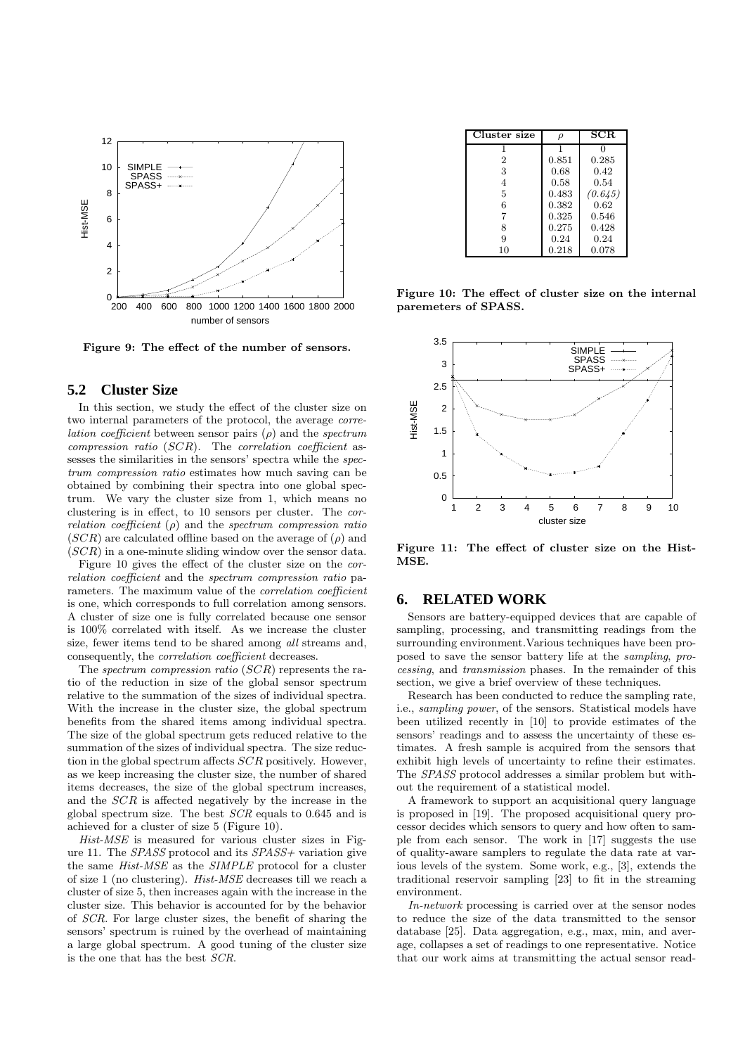Figure 9: The effect of the number of sensors.

## 5.2 Cluster Size

In this section, we study the effect of the cluster size on two internal parameters of the protocol, the average *correlation coefficient* between sensor pairs ($\rho$) and the *spectrum compression ratio* ($SCR$). The *correlation coefficient* assesses the similarities in the sensors' spectra while the *spectrum compression ratio* estimates how much saving can be obtained by combining their spectra into one global spectrum. We vary the cluster size from 1, which means no clustering is in effect, to 10 sensors per cluster. The *correlation coefficient* ($\rho$) and the *spectrum compression ratio* ($SCR$) are calculated offline based on the average of ($\rho$) and ($SCR$) in a one-minute sliding window over the sensor data.

Figure 10 gives the effect of the cluster size on the *correlation coefficient* and the *spectrum compression ratio* parameters. The maximum value of the *correlation coefficient* is one, which corresponds to full correlation among sensors. A cluster of size one is fully correlated because one sensor is 100% correlated with itself. As we increase the cluster size, fewer items tend to be shared among *all* streams and, consequently, the *correlation coefficient* decreases.

The *spectrum compression ratio* ($SCR$) represents the ratio of the reduction in size of the global sensor spectrum relative to the summation of the sizes of individual spectra. With the increase in the cluster size, the global spectrum benefits from the shared items among individual spectra. The size of the global spectrum gets reduced relative to the summation of the sizes of individual spectra. The size reduction in the global spectrum affects $SCR$ positively. However, as we keep increasing the cluster size, the number of shared items decreases, the size of the global spectrum increases, and the $SCR$ is affected negatively by the increase in the global spectrum size. The best $SCR$ equals to 0.645 and is achieved for a cluster of size 5 (Figure 10).

*Hist-MSE* is measured for various cluster sizes in Figure 11. The *SPASS* protocol and its *SPASS+* variation give the same *Hist-MSE* as the *SIMPLE* protocol for a cluster of size 1 (no clustering). *Hist-MSE* decreases till we reach a cluster of size 5, then increases again with the increase in the cluster size. This behavior is accounted for by the behavior of *SCR*. For large cluster sizes, the benefit of sharing the sensors' spectrum is ruined by the overhead of maintaining a large global spectrum. A good tuning of the cluster size is the one that has the best *SCR*.

| Cluster size | $\rho$ | SCR |
|---|---|---|
| 1 | 1 | 0 |
| 2 | 0.851 | 0.285 |
| 3 | 0.68 | 0.42 |
| 4 | 0.58 | 0.54 |
| 5 | 0.483 | *(0.645)* |
| 6 | 0.382 | 0.62 |
| 7 | 0.325 | 0.546 |
| 8 | 0.275 | 0.428 |
| 9 | 0.24 | 0.24 |
| 10 | 0.218 | 0.078 |

Figure 10: The effect of cluster size on the internal paremeters of SPASS.

Figure 11: The effect of cluster size on the Hist-MSE.

# 6. RELATED WORK

Sensors are battery-equipped devices that are capable of sampling, processing, and transmitting readings from the surrounding environment. Various techniques have been proposed to save the sensor battery life at the *sampling*, *processing*, and *transmission* phases. In the remainder of this section, we give a brief overview of these techniques.

Research has been conducted to reduce the sampling rate, i.e., *sampling power*, of the sensors. Statistical models have been utilized recently in [10] to provide estimates of the sensors' readings and to assess the uncertainty of these estimates. A fresh sample is acquired from the sensors that exhibit high levels of uncertainty to refine their estimates. The *SPASS* protocol addresses a similar problem but without the requirement of a statistical model.

A framework to support an acquisitional query language is proposed in [19]. The proposed acquisitional query processor decides which sensors to query and how often to sample from each sensor. The work in [17] suggests the use of quality-aware samplers to regulate the data rate at various levels of the system. Some work, e.g., [3], extends the traditional reservoir sampling [23] to fit in the streaming environment.

*In-network* processing is carried over at the sensor nodes to reduce the size of the data transmitted to the sensor database [25]. Data aggregation, e.g., max, min, and average, collapses a set of readings to one representative. Notice that our work aims at transmitting the actual sensor read-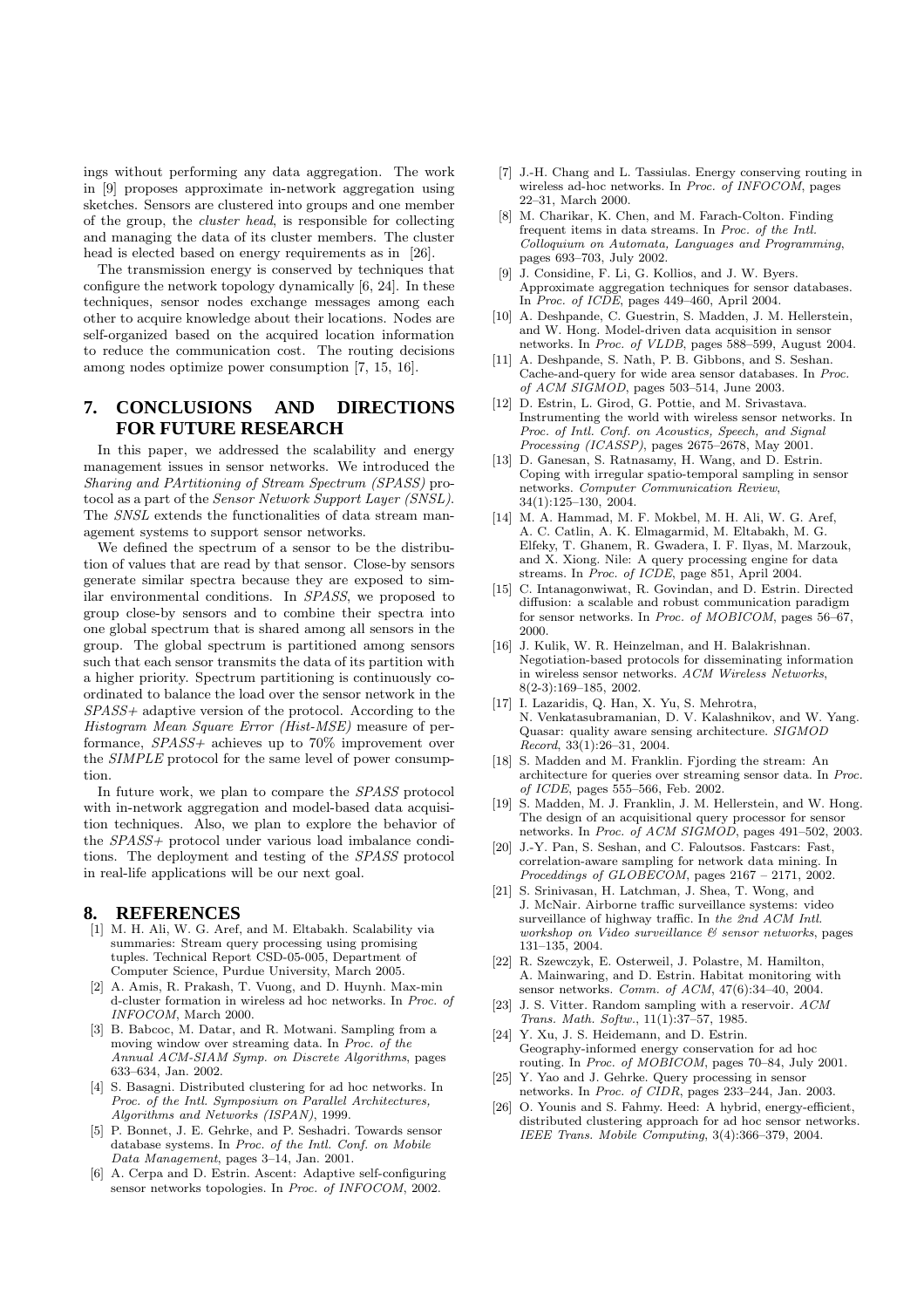ings without performing any data aggregation. The work in [9] proposes approximate in-network aggregation using sketches. Sensors are clustered into groups and one member of the group, the *cluster head*, is responsible for collecting and managing the data of its cluster members. The cluster head is elected based on energy requirements as in [26].

The transmission energy is conserved by techniques that configure the network topology dynamically [6, 24]. In these techniques, sensor nodes exchange messages among each other to acquire knowledge about their locations. Nodes are self-organized based on the acquired location information to reduce the communication cost. The routing decisions among nodes optimize power consumption [7, 15, 16].

## 7. CONCLUSIONS AND DIRECTIONS FOR FUTURE RESEARCH

In this paper, we addressed the scalability and energy management issues in sensor networks. We introduced the *Sharing and PArtitioning of Stream Spectrum (SPASS)* protocol as a part of the *Sensor Network Support Layer (SNSL)*. The *SNSL* extends the functionalities of data stream management systems to support sensor networks.

We defined the spectrum of a sensor to be the distribution of values that are read by that sensor. Close-by sensors generate similar spectra because they are exposed to similar environmental conditions. In *SPASS*, we proposed to group close-by sensors and to combine their spectra into one global spectrum that is shared among all sensors in the group. The global spectrum is partitioned among sensors such that each sensor transmits the data of its partition with a higher priority. Spectrum partitioning is continuously coordinated to balance the load over the sensor network in the *SPASS+* adaptive version of the protocol. According to the *Histogram Mean Square Error (Hist-MSE)* measure of performance, *SPASS+* achieves up to 70% improvement over the *SIMPLE* protocol for the same level of power consumption.

In future work, we plan to compare the *SPASS* protocol with in-network aggregation and model-based data acquisition techniques. Also, we plan to explore the behavior of the *SPASS+* protocol under various load imbalance conditions. The deployment and testing of the *SPASS* protocol in real-life applications will be our next goal.

## 8. REFERENCES

[1] M. H. Ali, W. G. Aref, and M. Eltabakh. Scalability via summaries: Stream query processing using promising tuples. Technical Report CSD-05-005, Department of Computer Science, Purdue University, March 2005.

[2] A. Amis, R. Prakash, T. Vuong, and D. Huynh. Max-min d-cluster formation in wireless ad hoc networks. In *Proc. of INFOCOM*, March 2000.

[3] B. Babcoc, M. Datar, and R. Motwani. Sampling from a moving window over streaming data. In *Proc. of the Annual ACM-SIAM Symp. on Discrete Algorithms*, pages 633–634, Jan. 2002.

[4] S. Basagni. Distributed clustering for ad hoc networks. In *Proc. of the Intl. Symposium on Parallel Architectures, Algorithms and Networks (ISPAN)*, 1999.

[5] P. Bonnet, J. E. Gehrke, and P. Seshadri. Towards sensor database systems. In *Proc. of the Intl. Conf. on Mobile Data Management*, pages 3–14, Jan. 2001.

[6] A. Cerpa and D. Estrin. Ascent: Adaptive self-configuring sensor networks topologies. In *Proc. of INFOCOM*, 2002.

[7] J.-H. Chang and L. Tassiulas. Energy conserving routing in wireless ad-hoc networks. In *Proc. of INFOCOM*, pages 22–31, March 2000.

[8] M. Charikar, K. Chen, and M. Farach-Colton. Finding frequent items in data streams. In *Proc. of the Intl. Colloquium on Automata, Languages and Programming*, pages 693–703, July 2002.

[9] J. Considine, F. Li, G. Kollios, and J. W. Byers. Approximate aggregation techniques for sensor databases. In *Proc. of ICDE*, pages 449–460, April 2004.

[10] A. Deshpande, C. Guestrin, S. Madden, J. M. Hellerstein, and W. Hong. Model-driven data acquisition in sensor networks. In *Proc. of VLDB*, pages 588–599, August 2004.

[11] A. Deshpande, S. Nath, P. B. Gibbons, and S. Seshan. Cache-and-query for wide area sensor databases. In *Proc. of ACM SIGMOD*, pages 503–514, June 2003.

[12] D. Estrin, L. Girod, G. Pottie, and M. Srivastava. Instrumenting the world with wireless sensor networks. In *Proc. of Intl. Conf. on Acoustics, Speech, and Signal Processing (ICASSP)*, pages 2675–2678, May 2001.

[13] D. Ganesan, S. Ratnasamy, H. Wang, and D. Estrin. Coping with irregular spatio-temporal sampling in sensor networks. *Computer Communication Review*, 34(1):125–130, 2004.

[14] M. A. Hammad, M. F. Mokbel, M. H. Ali, W. G. Aref, A. C. Catlin, A. K. Elmagarmid, M. Eltabakh, M. G. Elfeky, T. Ghanem, R. Gwadera, I. F. Ilyas, M. Marzouk, and X. Xiong. Nile: A query processing engine for data streams. In *Proc. of ICDE*, page 851, April 2004.

[15] C. Intanagonwiwat, R. Govindan, and D. Estrin. Directed diffusion: a scalable and robust communication paradigm for sensor networks. In *Proc. of MOBICOM*, pages 56–67, 2000.

[16] J. Kulik, W. R. Heinzelman, and H. Balakrishnan. Negotiation-based protocols for disseminating information in wireless sensor networks. *ACM Wireless Networks*, 8(2-3):169–185, 2002.

[17] I. Lazaridis, Q. Han, X. Yu, S. Mehrotra, N. Venkatasubramanian, D. V. Kalashnikov, and W. Yang. Quasar: quality aware sensing architecture. *SIGMOD Record*, 33(1):26–31, 2004.

[18] S. Madden and M. Franklin. Fjording the stream: An architecture for queries over streaming sensor data. In *Proc. of ICDE*, pages 555–566, Feb. 2002.

[19] S. Madden, M. J. Franklin, J. M. Hellerstein, and W. Hong. The design of an acquisitional query processor for sensor networks. In *Proc. of ACM SIGMOD*, pages 491–502, 2003.

[20] J.-Y. Pan, S. Seshan, and C. Faloutsos. Fastcars: Fast, correlation-aware sampling for network data mining. In *Proceddings of GLOBECOM*, pages 2167 – 2171, 2002.

[21] S. Srinivasan, H. Latchman, J. Shea, T. Wong, and J. McNair. Airborne traffic surveillance systems: video surveillance of highway traffic. In *the 2nd ACM Intl. workshop on Video surveillance & sensor networks*, pages 131–135, 2004.

[22] R. Szewczyk, E. Osterweil, J. Polastre, M. Hamilton, A. Mainwaring, and D. Estrin. Habitat monitoring with sensor networks. *Comm. of ACM*, 47(6):34–40, 2004.

[23] J. S. Vitter. Random sampling with a reservoir. *ACM Trans. Math. Softw.*, 11(1):37–57, 1985.

[24] Y. Xu, J. S. Heidemann, and D. Estrin. Geography-informed energy conservation for ad hoc routing. In *Proc. of MOBICOM*, pages 70–84, July 2001.

[25] Y. Yao and J. Gehrke. Query processing in sensor networks. In *Proc. of CIDR*, pages 233–244, Jan. 2003.

[26] O. Younis and S. Fahmy. Heed: A hybrid, energy-efficient, distributed clustering approach for ad hoc sensor networks. *IEEE Trans. Mobile Computing*, 3(4):366–379, 2004.